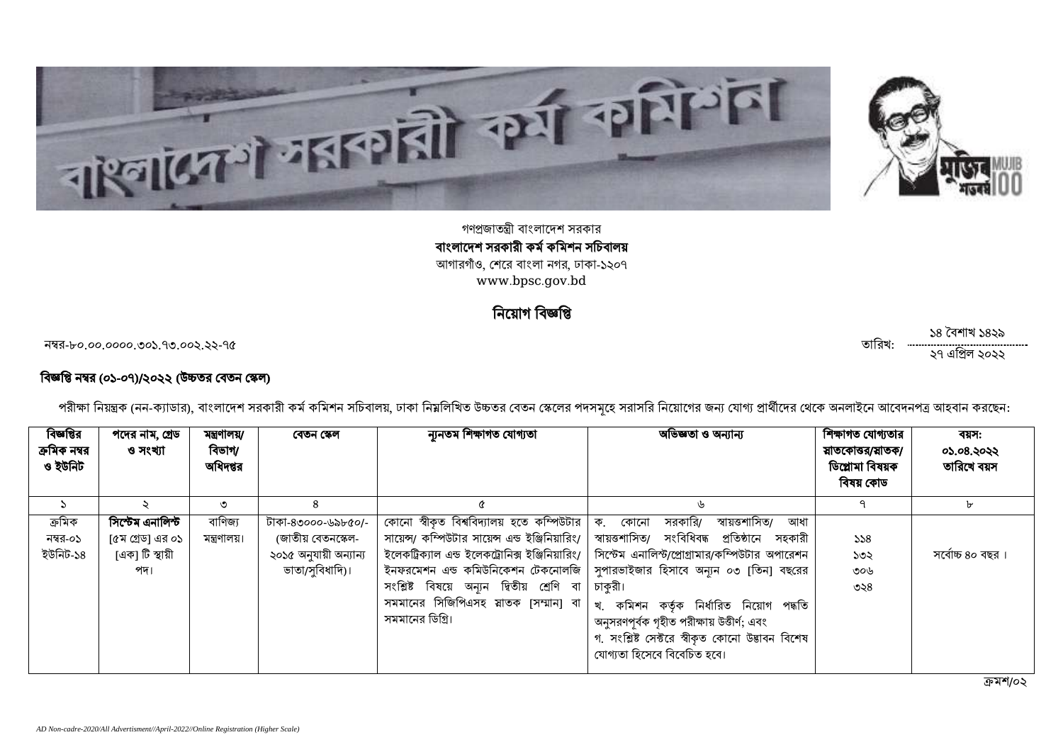গণপ্রজাতন্ত্রী বাংলাদেশ সরকার

**বাংলাদেশ সরকারী কর্ম কমিশন সচিবালয়**

আগারগাঁও, শেরে বাংলা নগর, ঢাকা-১২০৭

www.bpsc.gov.bd

## নিয়োগ বিজ্ঞপ্তি

নম্বর-৮০.০০.০০০০.৩০১.৭৩.০০২.২২-৭৫

তারিখ: ১৪ বৈশাখ ১৪২৯ / ২৭ এপ্রিল ২০২২

**বিজ্ঞপ্তি নম্বর (০১-০৭)/২০২২ (উচ্চতর বেতন স্কেল)**

পরীক্ষা নিয়ন্ত্রক (নন-ক্যাডার), বাংলাদেশ সরকারী কর্ম কমিশন সচিবালয়, ঢাকা নিম্নলিখিত উচ্চতর বেতন স্কেলের পদসমূহে সরাসরি নিয়োগের জন্য যোগ্য প্রার্থীদের থেকে অনলাইনে আবেদনপত্র আহবান করছেন:

| বিজ্ঞপ্তির ক্রমিক নম্বর ও ইউনিট | পদের নাম, গ্রেড ও সংখ্যা | মন্ত্রণালয়/ বিভাগ/ অধিদপ্তর | বেতন স্কেল | ন্যূনতম শিক্ষাগত যোগ্যতা | অভিজ্ঞতা ও অন্যান্য | শিক্ষাগত যোগ্যতার স্নাতকোত্তর/স্নাতক/ ডিপ্লোমা বিষয়ক বিষয় কোড | বয়স: ০১.০৪.২০২২ তারিখে বয়স |
|---|---|---|---|---|---|---|---|
| ১ | ২ | ৩ | ৪ | ৫ | ৬ | ৭ | ৮ |
| ক্রমিক নম্বর-০১ ইউনিট-১৪ | **সিস্টেম এনালিস্ট** [৫ম গ্রেড] এর ০১ [এক] টি স্থায়ী পদ। | বাণিজ্য মন্ত্রণালয়। | টাকা-৪৩০০০-৬৯৮৫০/- (জাতীয় বেতনস্কেল-২০১৫ অনুযায়ী অন্যান্য ভাতা/সুবিধাদি)। | কোনো স্বীকৃত বিশ্ববিদ্যালয় হতে কম্পিউটার সায়েন্স/ কম্পিউটার সায়েন্স এন্ড ইঞ্জিনিয়ারিং/ ইলেকট্রিক্যাল এন্ড ইলেকট্রোনিক্স ইঞ্জিনিয়ারিং/ ইনফরমেশন এন্ড কমিউনিকেশন টেকনোলজি সংশ্লিষ্ট বিষয়ে অন্যূন দ্বিতীয় শ্রেণি বা সমমানের সিজিপিএসহ স্নাতক [সম্মান] বা সমমানের ডিগ্রি। | ক. কোনো সরকারি/ স্বায়ত্তশাসিত/ আধা স্বায়ত্তশাসিত/ সংবিধিবদ্ধ প্রতিষ্ঠানে সহকারী সিস্টেম এনালিস্ট/প্রোগ্রামার/কম্পিউটার অপারেশন সুপারভাইজার হিসাবে অন্যূন ০৩ [তিন] বছরের চাকুরী।<br>খ. কমিশন কর্তৃক নির্ধারিত নিয়োগ পদ্ধতি অনুসরণপূর্বক গৃহীত পরীক্ষায় উত্তীর্ণ; এবং<br>গ. সংশ্লিষ্ট সেক্টরে স্বীকৃত কোনো উদ্ভাবন বিশেষ যোগ্যতা হিসেবে বিবেচিত হবে। | ১১৪<br>১৩২<br>৩০৬<br>৩২৪ | সর্বোচ্চ ৪০ বছর। |

ক্রমশ/০২

*AD Non-cadre-2020/All Advertisment//April-2022//Online Registration (Higher Scale)*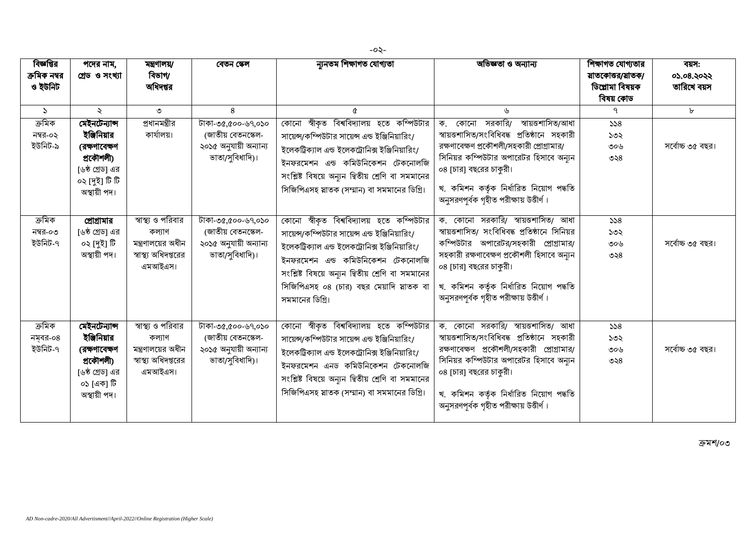| বিজ্ঞপ্তির ক্রমিক নম্বর ও ইউনিট | পদের নাম, গ্রেড ও সংখ্যা | মন্ত্রণালয়/ বিভাগ/ অধিদপ্তর | বেতন স্কেল | ন্যূনতম শিক্ষাগত যোগ্যতা | অভিজ্ঞতা ও অন্যান্য | শিক্ষাগত যোগ্যতার স্নাতকোত্তর/স্নাতক/ ডিপ্লোমা বিষয়ক বিষয় কোড | বয়স: ০১.০৪.২০২২ তারিখে বয়স |
|---|---|---|---|---|---|---|---|
| ১ | ২ | ৩ | ৪ | ৫ | ৬ | ৭ | ৮ |
| ক্রমিক নম্বর-০২ ইউনিট-৯ | **মেইনটেন্যান্স ইঞ্জিনিয়ার (রক্ষণাবেক্ষণ প্রকৌশলী)** [৬ষ্ঠ গ্রেড] এর ০২ [দুই] টি টি অস্থায়ী পদ। | প্রধানমন্ত্রীর কার্যালয়। | টাকা-৩৫,৫০০-৬৭,০১০ (জাতীয় বেতনস্কেল-২০১৫ অনুযায়ী অন্যান্য ভাতা/সুবিধাদি)। | কোনো স্বীকৃত বিশ্ববিদ্যালয় হতে কম্পিউটার সায়েন্স/কম্পিউটার সায়েন্স এন্ড ইঞ্জিনিয়ারিং/ ইলেকট্রিক্যাল এন্ড ইলেকট্রোনিক্স ইঞ্জিনিয়ারিং/ ইনফরমেশন এন্ড কমিউনিকেশন টেকনোলজি সংশ্লিষ্ট বিষয়ে অন্যূন দ্বিতীয় শ্রেণি বা সমমানের সিজিপিএসহ স্নাতক (সম্মান) বা সমমানের ডিগ্রি। | ক. কোনো সরকারি/ স্বায়ত্তশাসিত/আধা স্বায়ত্তশাসিত/সংবিধিবদ্ধ প্রতিষ্ঠানে সহকারী রক্ষণাবেক্ষণ প্রকৌশলী/সহকারী প্রোগ্রামার/ সিনিয়র কম্পিউটার অপারেটর হিসাবে অন্যূন ০৪ [চার] বছরের চাকুরী।<br>খ. কমিশন কর্তৃক নির্ধারিত নিয়োগ পদ্ধতি অনুসরণপূর্বক গৃহীত পরীক্ষায় উত্তীর্ণ। | ১১৪<br>১৩২<br>৩০৬<br>৩২৪ | সর্বোচ্চ ৩৫ বছর। |
| ক্রমিক নম্বর-০৩ ইউনিট-৭ | **প্রোগ্রামার** [৬ষ্ঠ গ্রেড] এর ০২ [দুই] টি অস্থায়ী পদ। | স্বাস্থ্য ও পরিবার কল্যাণ মন্ত্রণালয়ের অধীন স্বাস্থ্য অধিদপ্তরের এমআইএস। | টাকা-৩৫,৫০০-৬৭,০১০ (জাতীয় বেতনস্কেল-২০১৫ অনুযায়ী অন্যান্য ভাতা/সুবিধাদি)। | কোনো স্বীকৃত বিশ্ববিদ্যালয় হতে কম্পিউটার সায়েন্স/কম্পিউটার সায়েন্স এন্ড ইঞ্জিনিয়ারিং/ ইলেকট্রিক্যাল এন্ড ইলেকট্রোনিক্স ইঞ্জিনিয়ারিং/ ইনফরমেশন এন্ড কমিউনিকেশন টেকনোলজি সংশ্লিষ্ট বিষয়ে অন্যূন দ্বিতীয় শ্রেণি বা সমমানের সিজিপিএসহ ০৪ (চার) বছর মেয়াদি স্নাতক বা সমমানের ডিগ্রি। | ক. কোনো সরকারি/ স্বায়ত্তশাসিত/ আধা স্বায়ত্তশাসিত/ সংবিধিবদ্ধ প্রতিষ্ঠানে সিনিয়র কম্পিউটার অপারেটর/সহকারী প্রোগ্রামার/ সহকারী রক্ষণাবেক্ষণ প্রকৌশলী হিসাবে অন্যূন ০৪ [চার] বছরের চাকুরী।<br>খ. কমিশন কর্তৃক নির্ধারিত নিয়োগ পদ্ধতি অনুসরণপূর্বক গৃহীত পরীক্ষায় উত্তীর্ণ। | ১১৪<br>১৩২<br>৩০৬<br>৩২৪ | সর্বোচ্চ ৩৫ বছর। |
| ক্রমিক নম্বর-০৪ ইউনিট-৭ | **মেইনটেন্যান্স ইঞ্জিনিয়ার (রক্ষণাবেক্ষণ প্রকৌশলী)** [৬ষ্ঠ গ্রেড] এর ০১ [এক] টি অস্থায়ী পদ। | স্বাস্থ্য ও পরিবার কল্যাণ মন্ত্রণালয়ের অধীন স্বাস্থ্য অধিদপ্তরের এমআইএস। | টাকা-৩৫,৫০০-৬৭,০১০ (জাতীয় বেতনস্কেল-২০১৫ অনুযায়ী অন্যান্য ভাতা/সুবিধাদি)। | কোনো স্বীকৃত বিশ্ববিদ্যালয় হতে কম্পিউটার সায়েন্স/কম্পিউটার সায়েন্স এন্ড ইঞ্জিনিয়ারিং/ ইলেকট্রিক্যাল এন্ড ইলেকট্রোনিক্স ইঞ্জিনিয়ারিং/ ইনফরমেশন এনড কমিউনিকেশন টেকনোলজি সংশ্লিষ্ট বিষয়ে অন্যূন দ্বিতীয় শ্রেণি বা সমমানের সিজিপিএসহ স্নাতক (সম্মান) বা সমমানের ডিগ্রি। | ক. কোনো সরকারি/ স্বায়ত্তশাসিত/ আধা স্বায়ত্তশাসিত/সংবিধিবদ্ধ প্রতিষ্ঠানে সহকারী রক্ষণাবেক্ষণ প্রকৌশলী/সহকারী প্রোগ্রামার/ সিনিয়র কম্পিউটার অপারেটর হিসাবে অন্যূন ০৪ [চার] বছরের চাকুরী।<br>খ. কমিশন কর্তৃক নির্ধারিত নিয়োগ পদ্ধতি অনুসরণপূর্বক গৃহীত পরীক্ষায় উত্তীর্ণ। | ১১৪<br>১৩২<br>৩০৬<br>৩২৪ | সর্বোচ্চ ৩৫ বছর। |

ক্রমশ/০৩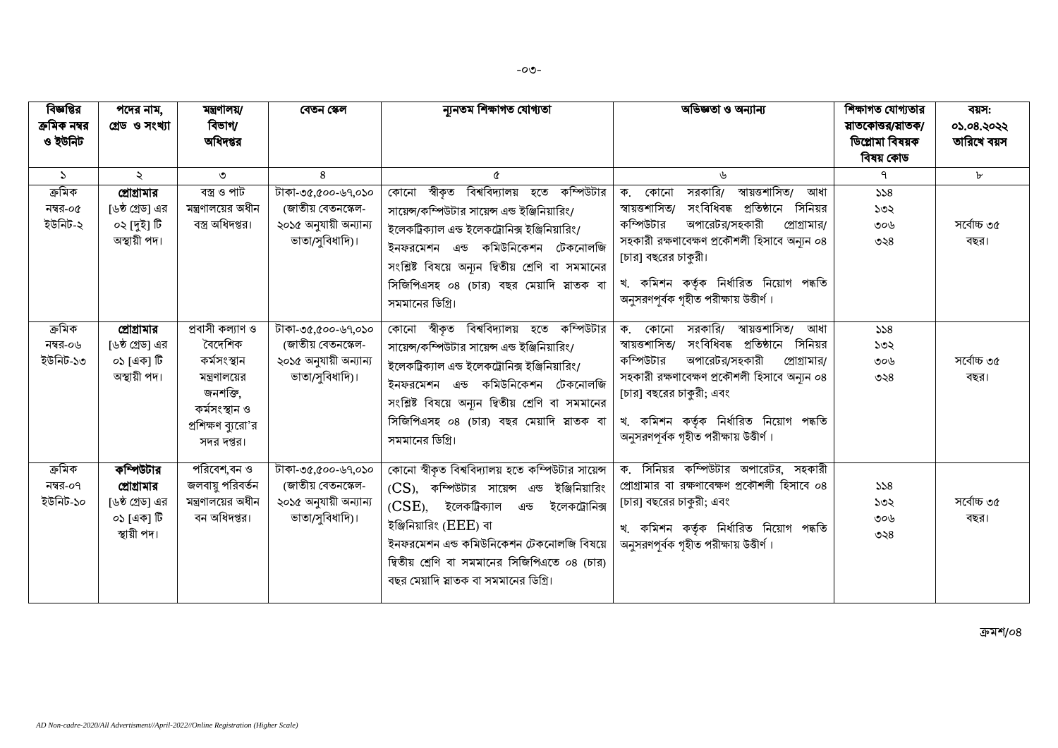| বিজ্ঞপ্তির ক্রমিক নম্বর ও ইউনিট | পদের নাম, গ্রেড ও সংখ্যা | মন্ত্রণালয়/ বিভাগ/ অধিদপ্তর | বেতন স্কেল | ন্যূনতম শিক্ষাগত যোগ্যতা | অভিজ্ঞতা ও অন্যান্য | শিক্ষাগত যোগ্যতার স্নাতকোত্তর/স্নাতক/ ডিপ্লোমা বিষয়ক বিষয় কোড | বয়স: ০১.০৪.২০২২ তারিখে বয়স |
|---|---|---|---|---|---|---|---|
| ১ | ২ | ৩ | ৪ | ৫ | ৬ | ৭ | ৮ |
| ক্রমিক নম্বর-০৫ ইউনিট-২ | **প্রোগ্রামার** [৬ষ্ঠ গ্রেড] এর ০২ [দুই] টি অস্থায়ী পদ। | বস্ত্র ও পাট মন্ত্রণালয়ের অধীন বস্ত্র অধিদপ্তর। | টাকা-৩৫,৫০০-৬৭,০১০ (জাতীয় বেতনস্কেল-২০১৫ অনুযায়ী অন্যান্য ভাতা/সুবিধাদি)। | কোনো স্বীকৃত বিশ্ববিদ্যালয় হতে কম্পিউটার সায়েন্স/কম্পিউটার সায়েন্স এন্ড ইঞ্জিনিয়ারিং/ ইলেকট্রিক্যাল এন্ড ইলেকট্রোনিক্স ইঞ্জিনিয়ারিং/ ইনফরমেশন এন্ড কমিউনিকেশন টেকনোলজি সংশ্লিষ্ট বিষয়ে অন্যূন দ্বিতীয় শ্রেণি বা সমমানের সিজিপিএসহ ০৪ (চার) বছর মেয়াদি স্নাতক বা সমমানের ডিগ্রি। | ক. কোনো সরকারি/ স্বায়ত্তশাসিত/ আধা স্বায়ত্তশাসিত/ সংবিধিবদ্ধ প্রতিষ্ঠানে সিনিয়র কম্পিউটার অপারেটর/সহকারী প্রোগ্রামার/ সহকারী রক্ষণাবেক্ষণ প্রকৌশলী হিসাবে অন্যূন ০৪ [চার] বছরের চাকুরী। খ. কমিশন কর্তৃক নির্ধারিত নিয়োগ পদ্ধতি অনুসরণপূর্বক গৃহীত পরীক্ষায় উত্তীর্ণ। | ১১৪ ১৩২ ৩০৬ ৩২৪ | সর্বোচ্চ ৩৫ বছর। |
| ক্রমিক নম্বর-০৬ ইউনিট-১৩ | **প্রোগ্রামার** [৬ষ্ঠ গ্রেড] এর ০১ [এক] টি অস্থায়ী পদ। | প্রবাসী কল্যাণ ও বৈদেশিক কর্মসংস্থান মন্ত্রণালয়ের জনশক্তি, কর্মসংস্থান ও প্রশিক্ষণ ব্যুরো'র সদর দপ্তর। | টাকা-৩৫,৫০০-৬৭,০১০ (জাতীয় বেতনস্কেল-২০১৫ অনুযায়ী অন্যান্য ভাতা/সুবিধাদি)। | কোনো স্বীকৃত বিশ্ববিদ্যালয় হতে কম্পিউটার সায়েন্স/কম্পিউটার সায়েন্স এন্ড ইঞ্জিনিয়ারিং/ ইলেকট্রিক্যাল এন্ড ইলেকট্রোনিক্স ইঞ্জিনিয়ারিং/ ইনফরমেশন এন্ড কমিউনিকেশন টেকনোলজি সংশ্লিষ্ট বিষয়ে অন্যূন দ্বিতীয় শ্রেণি বা সমমানের সিজিপিএসহ ০৪ (চার) বছর মেয়াদি স্নাতক বা সমমানের ডিগ্রি। | ক. কোনো সরকারি/ স্বায়ত্তশাসিত/ আধা স্বায়ত্তশাসিত/ সংবিধিবদ্ধ প্রতিষ্ঠানে সিনিয়র কম্পিউটার অপারেটর/সহকারী প্রোগ্রামার/ সহকারী রক্ষণাবেক্ষণ প্রকৌশলী হিসাবে অন্যূন ০৪ [চার] বছরের চাকুরী; এবং খ. কমিশন কর্তৃক নির্ধারিত নিয়োগ পদ্ধতি অনুসরণপূর্বক গৃহীত পরীক্ষায় উত্তীর্ণ। | ১১৪ ১৩২ ৩০৬ ৩২৪ | সর্বোচ্চ ৩৫ বছর। |
| ক্রমিক নম্বর-০৭ ইউনিট-১০ | **কম্পিউটার প্রোগ্রামার** [৬ষ্ঠ গ্রেড] এর ০১ [এক] টি স্থায়ী পদ। | পরিবেশ,বন ও জলবায়ু পরিবর্তন মন্ত্রণালয়ের অধীন বন অধিদপ্তর। | টাকা-৩৫,৫০০-৬৭,০১০ (জাতীয় বেতনস্কেল-২০১৫ অনুযায়ী অন্যান্য ভাতা/সুবিধাদি)। | কোনো স্বীকৃত বিশ্ববিদ্যালয় হতে কম্পিউটার সায়েন্স (CS), কম্পিউটার সায়েন্স এন্ড ইঞ্জিনিয়ারিং (CSE), ইলেকট্রিক্যাল এন্ড ইলেকট্রোনিক্স ইঞ্জিনিয়ারিং (EEE) বা ইনফরমেশন এন্ড কমিউনিকেশন টেকনোলজি বিষয়ে দ্বিতীয় শ্রেণি বা সমমানের সিজিপিএতে ০৪ (চার) বছর মেয়াদি স্নাতক বা সমমানের ডিগ্রি। | ক. সিনিয়র কম্পিউটার অপারেটর, সহকারী প্রোগ্রামার বা রক্ষণাবেক্ষণ প্রকৌশলী হিসাবে ০৪ [চার] বছরের চাকুরী; এবং খ. কমিশন কর্তৃক নির্ধারিত নিয়োগ পদ্ধতি অনুসরণপূর্বক গৃহীত পরীক্ষায় উত্তীর্ণ। | ১১৪ ১৩২ ৩০৬ ৩২৪ | সর্বোচ্চ ৩৫ বছর। |

ক্রমশ/০৪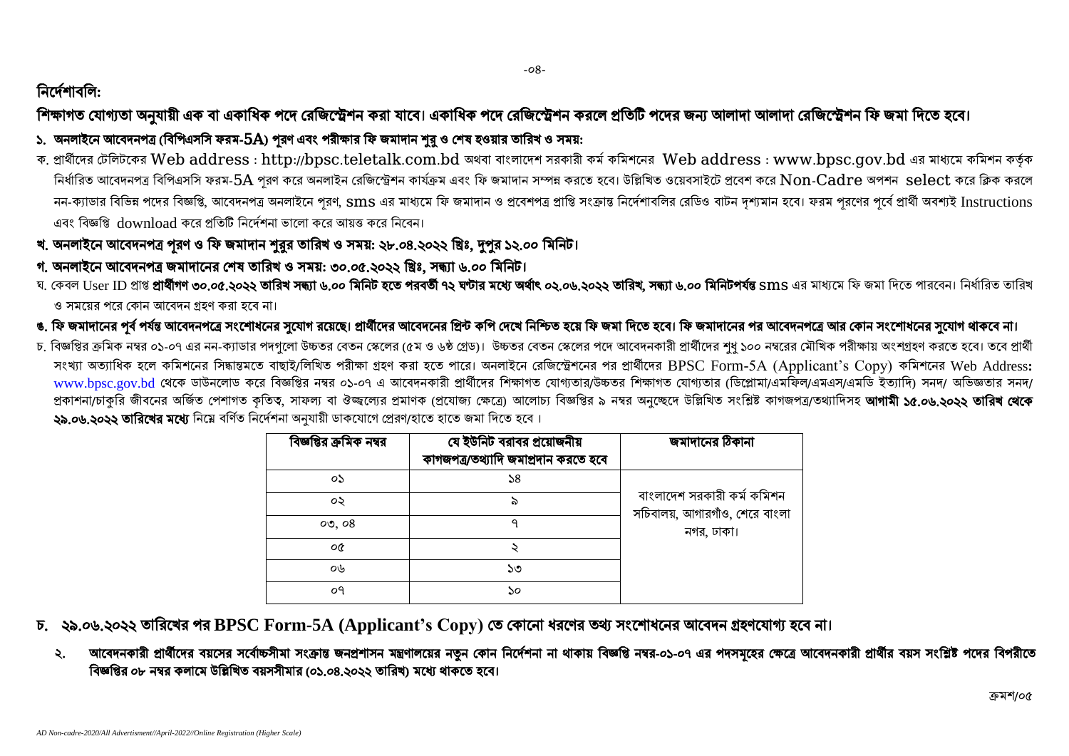## নির্দেশাবলি:

**শিক্ষাগত যোগ্যতা অনুযায়ী এক বা একাধিক পদে রেজিস্ট্রেশন করা যাবে। একাধিক পদে রেজিস্ট্রেশন করলে প্রতিটি পদের জন্য আলাদা আলাদা রেজিস্ট্রেশন ফি জমা দিতে হবে।**

**১. অনলাইনে আবেদনপত্র (বিপিএসসি ফরম-5A) পূরণ এবং পরীক্ষার ফি জমাদান শুরু ও শেষ হওয়ার তারিখ ও সময়:**

ক. প্রার্থীদের টেলিটকের Web address : http://bpsc.teletalk.com.bd অথবা বাংলাদেশ সরকারী কর্ম কমিশনের Web address : www.bpsc.gov.bd এর মাধ্যমে কমিশন কর্তৃক নির্ধারিত আবেদনপত্র বিপিএসসি ফরম-5A পূরণ করে অনলাইন রেজিস্ট্রেশন কার্যক্রম এবং ফি জমাদান সম্পন্ন করতে হবে। উল্লিখিত ওয়েবসাইটে প্রবেশ করে Non-Cadre অপশন select করে ক্লিক করলে নন-ক্যাডার বিভিন্ন পদের বিজ্ঞপ্তি, আবেদনপত্র অনলাইনে পূরণ, sms এর মাধ্যমে ফি জমাদান ও প্রবেশপত্র প্রাপ্তি সংক্রান্ত নির্দেশাবলির রেডিও বাটন দৃশ্যমান হবে। ফরম পূরণের পূর্বে প্রার্থী অবশ্যই Instructions এবং বিজ্ঞপ্তি download করে প্রতিটি নির্দেশনা ভালো করে আয়ত্ত করে নিবেন।

**খ. অনলাইনে আবেদনপত্র পূরণ ও ফি জমাদান শুরুর তারিখ ও সময়: ২৮.০৪.২০২২ খ্রিঃ, দুপুর ১২.০০ মিনিট।**

**গ. অনলাইনে আবেদনপত্র জমাদানের শেষ তারিখ ও সময়: ৩০.০৫.২০২২ খ্রিঃ, সন্ধ্যা ৬.০০ মিনিট।**

ঘ. কেবল User ID প্রাপ্ত **প্রার্থীগণ ৩০.০৫.২০২২ তারিখ সন্ধ্যা ৬.০০ মিনিট হতে পরবর্তী ৭২ ঘণ্টার মধ্যে অর্থাৎ ০২.০৬.২০২২ তারিখ, সন্ধ্যা ৬.০০ মিনিটপর্যন্ত** sms এর মাধ্যমে ফি জমা দিতে পারবেন। নির্ধারিত তারিখ ও সময়ের পরে কোন আবেদন গ্রহণ করা হবে না।

**ঙ. ফি জমাদানের পূর্ব পর্যন্ত আবেদনপত্রে সংশোধনের সুযোগ রয়েছে। প্রার্থীদের আবেদনের প্রিন্ট কপি দেখে নিশ্চিত হয়ে ফি জমা দিতে হবে। ফি জমাদানের পর আবেদনপত্রে আর কোন সংশোধনের সুযোগ থাকবে না।**

চ. বিজ্ঞপ্তির ক্রমিক নম্বর ০১-০৭ এর নন-ক্যাডার পদগুলো উচ্চতর বেতন স্কেলের (৫ম ও ৬ষ্ঠ গ্রেড)। উচ্চতর বেতন স্কেলের পদে আবেদনকারী প্রার্থীদের শুধু ১০০ নম্বরের মৌখিক পরীক্ষায় অংশগ্রহণ করতে হবে। তবে প্রার্থী সংখ্যা অত্যাধিক হলে কমিশনের সিদ্ধান্তমতে বাছাই/লিখিত পরীক্ষা গ্রহণ করা হতে পারে। অনলাইনে রেজিস্ট্রেশনের পর প্রার্থীদের BPSC Form-5A (Applicant's Copy) কমিশনের Web Address: www.bpsc.gov.bd থেকে ডাউনলোড করে বিজ্ঞপ্তির নম্বর ০১-০৭ এ আবেদনকারী প্রার্থীদের শিক্ষাগত যোগ্যতার/উচ্চতর শিক্ষাগত যোগ্যতার (ডিপ্লোমা/এমফিল/এমএস/এমডি ইত্যাদি) সনদ/ অভিজ্ঞতার সনদ/ প্রকাশনা/চাকুরি জীবনের অর্জিত পেশাগত কৃতিত্ব, সাফল্য বা ঔজ্জ্বল্যের প্রমাণক (প্রযোজ্য ক্ষেত্রে) আলোচ্য বিজ্ঞপ্তির ৯ নম্বর অনুচ্ছেদে উল্লিখিত সংশ্লিষ্ট কাগজপত্র/তথ্যাদিসহ **আগামী ১৫.০৬.২০২২ তারিখ থেকে ২৯.০৬.২০২২ তারিখের মধ্যে** নিম্নে বর্ণিত নির্দেশনা অনুযায়ী ডাকযোগে প্রেরণ/হাতে হাতে জমা দিতে হবে।

| বিজ্ঞপ্তির ক্রমিক নম্বর | যে ইউনিট বরাবর প্রয়োজনীয় কাগজপত্র/তথ্যাদি জমাপ্রদান করতে হবে | জমাদানের ঠিকানা |
|---|---|---|
| ০১ | ১৪ | বাংলাদেশ সরকারী কর্ম কমিশন সচিবালয়, আগারগাঁও, শেরে বাংলা নগর, ঢাকা। |
| ০২ | ৯ | |
| ০৩, ০৪ | ৭ | |
| ০৫ | ২ | |
| ০৬ | ১৩ | |
| ০৭ | ১০ | |

**চ. ২৯.০৬.২০২২ তারিখের পর BPSC Form-5A (Applicant's Copy) তে কোনো ধরণের তথ্য সংশোধনের আবেদন গ্রহণযোগ্য হবে না।**

**২. আবেদনকারী প্রার্থীদের বয়সের সর্বোচ্চসীমা সংক্রান্ত জনপ্রশাসন মন্ত্রণালয়ের নতুন কোন নির্দেশনা না থাকায় বিজ্ঞপ্তি নম্বর-০১-০৭ এর পদসমূহের ক্ষেত্রে আবেদনকারী প্রার্থীর বয়স সংশ্লিষ্ট পদের বিপরীতে বিজ্ঞপ্তির ০৮ নম্বর কলামে উল্লিখিত বয়সসীমার (০১.০৪.২০২২ তারিখ) মধ্যে থাকতে হবে।**

ক্রমশ/০৫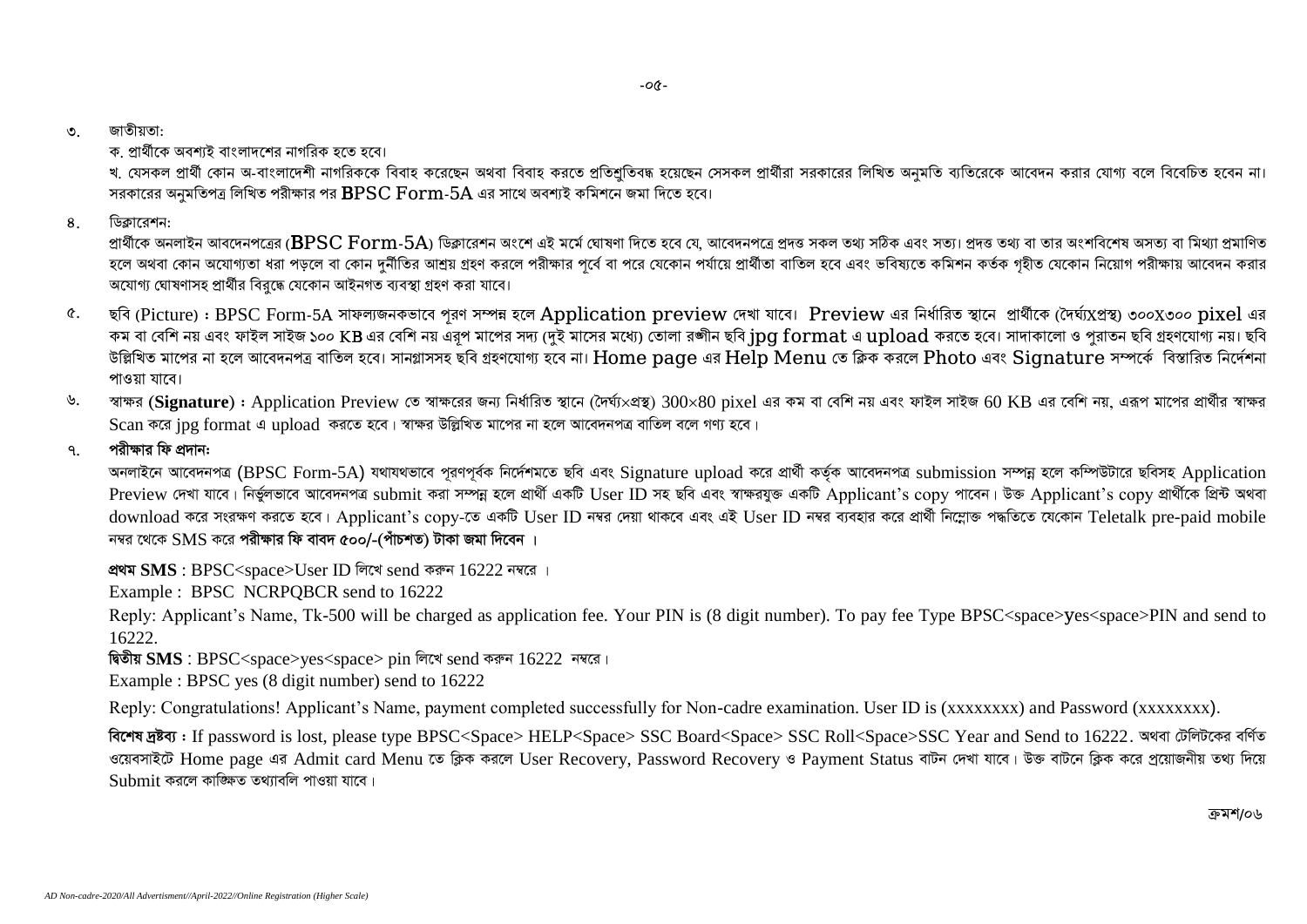৩. জাতীয়তা:

ক. প্রার্থীকে অবশ্যই বাংলাদেশের নাগরিক হতে হবে।

খ. যেসকল প্রার্থী কোন অ-বাংলাদেশী নাগরিককে বিবাহ করেছেন অথবা বিবাহ করতে প্রতিশ্রুতিবদ্ধ হয়েছেন সেসকল প্রার্থীরা সরকারের লিখিত অনুমতি ব্যতিরেকে আবেদন করার যোগ্য বলে বিবেচিত হবেন না। সরকারের অনুমতিপত্র লিখিত পরীক্ষার পর BPSC Form-5A এর সাথে অবশ্যই কমিশনে জমা দিতে হবে।

৪. ডিক্লারেশন:

প্রার্থীকে অনলাইন আবেদনপত্রের (BPSC Form-5A) ডিক্লারেশন অংশে এই মর্মে ঘোষণা দিতে হবে যে, আবেদনপত্রে প্রদত্ত সকল তথ্য সঠিক এবং সত্য। প্রদত্ত তথ্য বা তার অংশবিশেষ অসত্য বা মিথ্যা প্রমাণিত হলে অথবা কোন অযোগ্যতা ধরা পড়লে বা কোন দুর্নীতির আশ্রয় গ্রহণ করলে পরীক্ষার পূর্বে বা পরে যেকোন পর্যায়ে প্রার্থীতা বাতিল হবে এবং ভবিষ্যতে কমিশন কর্তক গৃহীত যেকোন নিয়োগ পরীক্ষায় আবেদন করার অযোগ্য ঘোষণাসহ প্রার্থীর বিরুদ্ধে যেকোন আইনগত ব্যবস্থা গ্রহণ করা যাবে।

৫. ছবি (Picture) : BPSC Form-5A সাফল্যজনকভাবে পূরণ সম্পন্ন হলে Application preview দেখা যাবে। Preview এর নির্ধারিত স্থানে প্রার্থীকে (দৈর্ঘ্যXপ্রস্থ) ৩০০X৩০০ pixel এর কম বা বেশি নয় এবং ফাইল সাইজ ১০০ KB এর বেশি নয় এরূপ মাপের সদ্য (দুই মাসের মধ্যে) তোলা রঙ্গীন ছবি jpg format এ upload করতে হবে। সাদাকালো ও পুরাতন ছবি গ্রহণযোগ্য নয়। ছবি উল্লিখিত মাপের না হলে আবেদনপত্র বাতিল হবে। সানগ্লাসসহ ছবি গ্রহণযোগ্য হবে না। Home page এর Help Menu তে ক্লিক করলে Photo এবং Signature সম্পর্কে বিস্তারিত নির্দেশনা পাওয়া যাবে।

৬. স্বাক্ষর **(Signature)** : Application Preview তে স্বাক্ষরের জন্য নির্ধারিত স্থানে (দৈর্ঘ্য×প্রস্থ) 300×80 pixel এর কম বা বেশি নয় এবং ফাইল সাইজ 60 KB এর বেশি নয়, এরূপ মাপের প্রার্থীর স্বাক্ষর Scan করে jpg format এ upload করতে হবে। স্বাক্ষর উল্লিখিত মাপের না হলে আবেদনপত্র বাতিল বলে গণ্য হবে।

৭. **পরীক্ষার ফি প্রদান:**

অনলাইনে আবেদনপত্র (BPSC Form-5A) যথাযথভাবে পূরণপূর্বক নির্দেশমতে ছবি এবং Signature upload করে প্রার্থী কর্তৃক আবেদনপত্র submission সম্পন্ন হলে কম্পিউটারে ছবিসহ Application Preview দেখা যাবে। নির্ভুলভাবে আবেদনপত্র submit করা সম্পন্ন হলে প্রার্থী একটি User ID সহ ছবি এবং স্বাক্ষরযুক্ত একটি Applicant's copy পাবেন। উক্ত Applicant's copy প্রার্থীকে প্রিন্ট অথবা download করে সংরক্ষণ করতে হবে। Applicant's copy-তে একটি User ID নম্বর দেয়া থাকবে এবং এই User ID নম্বর ব্যবহার করে প্রার্থী নিম্নোক্ত পদ্ধতিতে যেকোন Teletalk pre-paid mobile নম্বর থেকে SMS করে **পরীক্ষার ফি বাবদ ৫০০/-(পাঁচশত) টাকা জমা দিবেন** ।

**প্রথম SMS** : BPSC<space>User ID লিখে send করুন 16222 নম্বরে ।

Example : BPSC NCRPQBCR send to 16222

Reply: Applicant's Name, Tk-500 will be charged as application fee. Your PIN is (8 digit number). To pay fee Type BPSC<space>yes<space>PIN and send to 16222.

**দ্বিতীয় SMS** : BPSC<space>yes<space> pin লিখে send করুন 16222 নম্বরে।

Example : BPSC yes (8 digit number) send to 16222

Reply: Congratulations! Applicant's Name, payment completed successfully for Non-cadre examination. User ID is (xxxxxxxx) and Password (xxxxxxxx).

**বিশেষ দ্রষ্টব্য :** If password is lost, please type BPSC<Space> HELP<Space> SSC Board<Space> SSC Roll<Space>SSC Year and Send to 16222. অথবা টেলিটকের বর্ণিত ওয়েবসাইটে Home page এর Admit card Menu তে ক্লিক করলে User Recovery, Password Recovery ও Payment Status বাটন দেখা যাবে। উক্ত বাটনে ক্লিক করে প্রয়োজনীয় তথ্য দিয়ে Submit করলে কাঙ্ক্ষিত তথ্যাবলি পাওয়া যাবে।

ক্রমশ/০৬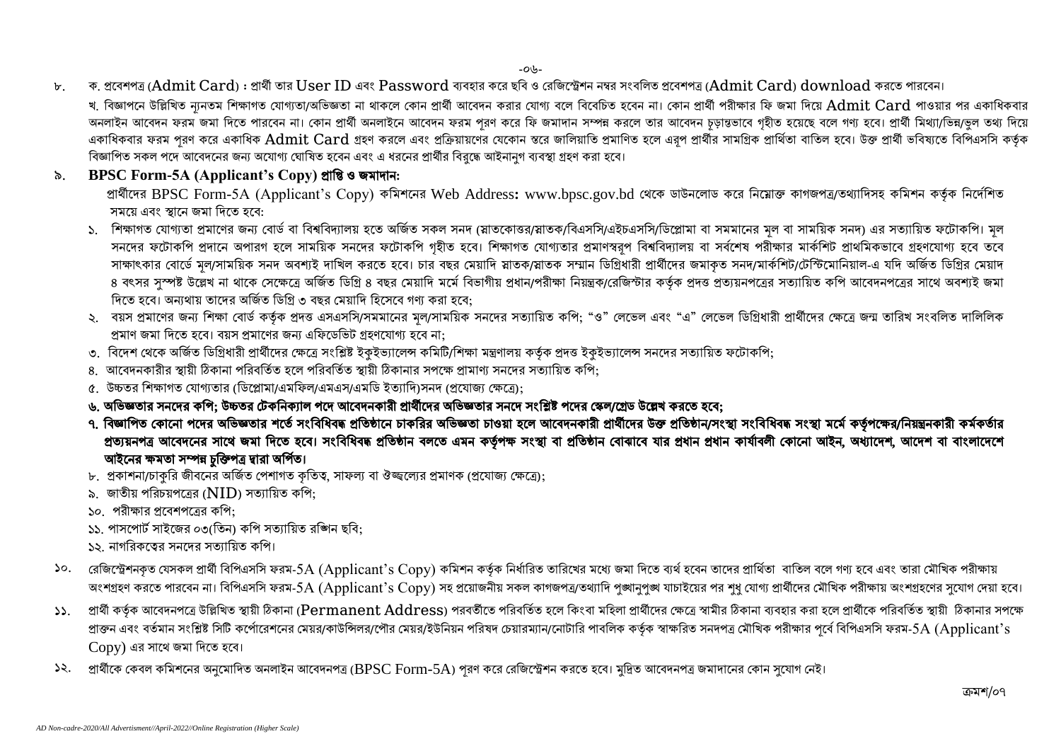৮. ক. প্রবেশপত্র (Admit Card) : প্রার্থী তার User ID এবং Password ব্যবহার করে ছবি ও রেজিস্ট্রেশন নম্বর সংবলিত প্রবেশপত্র (Admit Card) download করতে পারবেন।

খ. বিজ্ঞাপনে উল্লিখিত ন্যূনতম শিক্ষাগত যোগ্যতা/অভিজ্ঞতা না থাকলে কোন প্রার্থী আবেদন করার যোগ্য বলে বিবেচিত হবেন না। কোন প্রার্থী পরীক্ষার ফি জমা দিয়ে Admit Card পাওয়ার পর একাধিকবার অনলাইন আবেদন ফরম জমা দিতে পারবেন না। কোন প্রার্থী অনলাইনে আবেদন ফরম পূরণ করে ফি জমাদান সম্পন্ন করলে তার আবেদন চূড়ান্তভাবে গৃহীত হয়েছে বলে গণ্য হবে। প্রার্থী মিথ্যা/ভিন্ন/ভুল তথ্য দিয়ে একাধিকবার ফরম পূরণ করে একাধিক Admit Card গ্রহণ করলে এবং প্রক্রিয়ায়ণের যেকোন স্তরে জালিয়াতি প্রমাণিত হলে এরূপ প্রার্থীর সামগ্রিক প্রার্থিতা বাতিল হবে। উক্ত প্রার্থী ভবিষ্যতে বিপিএসসি কর্তৃক বিজ্ঞাপিত সকল পদে আবেদনের জন্য অযোগ্য ঘোষিত হবেন এবং এ ধরনের প্রার্থীর বিরুদ্ধে আইনানুগ ব্যবস্থা গ্রহণ করা হবে।

৯. **BPSC Form-5A (Applicant's Copy) প্রাপ্তি ও জমাদান:**

প্রার্থীদের BPSC Form-5A (Applicant's Copy) কমিশনের Web Address**:** www.bpsc.gov.bd থেকে ডাউনলোড করে নিম্নোক্ত কাগজপত্র/তথ্যাদিসহ কমিশন কর্তৃক নির্দেশিত সময়ে এবং স্থানে জমা দিতে হবে:

১. শিক্ষাগত যোগ্যতা প্রমাণের জন্য বোর্ড বা বিশ্ববিদ্যালয় হতে অর্জিত সকল সনদ (স্নাতকোত্তর/স্নাতক/বিএসসি/এইচএসসি/ডিপ্লোমা বা সমমানের মূল বা সাময়িক সনদ) এর সত্যায়িত ফটোকপি। মূল সনদের ফটোকপি প্রদানে অপারগ হলে সাময়িক সনদের ফটোকপি গৃহীত হবে। শিক্ষাগত যোগ্যতার প্রমাণস্বরূপ বিশ্ববিদ্যালয় বা সর্বশেষ পরীক্ষার মার্কশিট প্রাথমিকভাবে গ্রহণযোগ্য হবে তবে সাক্ষাৎকার বোর্ডে মূল/সাময়িক সনদ অবশ্যই দাখিল করতে হবে। চার বছর মেয়াদি স্নাতক/স্নাতক সম্মান ডিগ্রিধারী প্রার্থীদের জমাকৃত সনদ/মার্কশিট/টেস্টিমোনিয়াল-এ যদি অর্জিত ডিগ্রির মেয়াদ ৪ বৎসর সুস্পষ্ট উল্লেখ না থাকে সেক্ষেত্রে অর্জিত ডিগ্রি ৪ বছর মেয়াদি মর্মে বিভাগীয় প্রধান/পরীক্ষা নিয়ন্ত্রক/রেজিস্টার কর্তৃক প্রদত্ত প্রত্যয়নপত্রের সত্যায়িত কপি আবেদনপত্রের সাথে অবশ্যই জমা দিতে হবে। অন্যথায় তাদের অর্জিত ডিগ্রি ৩ বছর মেয়াদি হিসেবে গণ্য করা হবে;

২. বয়স প্রমাণের জন্য শিক্ষা বোর্ড কর্তৃক প্রদত্ত এসএসসি/সমমানের মূল/সাময়িক সনদের সত্যায়িত কপি; "ও" লেভেল এবং "এ" লেভেল ডিগ্রিধারী প্রার্থীদের ক্ষেত্রে জন্ম তারিখ সংবলিত দালিলিক প্রমাণ জমা দিতে হবে। বয়স প্রমাণের জন্য এফিডেভিট গ্রহণযোগ্য হবে না;

৩. বিদেশ থেকে অর্জিত ডিগ্রিধারী প্রার্থীদের ক্ষেত্রে সংশ্লিষ্ট ইকুইভ্যালেন্স কমিটি/শিক্ষা মন্ত্রণালয় কর্তৃক প্রদত্ত ইকুইভ্যালেন্স সনদের সত্যায়িত ফটোকপি;

৪. আবেদনকারীর স্থায়ী ঠিকানা পরিবর্তিত হলে পরিবর্তিত স্থায়ী ঠিকানার সপক্ষে প্রামাণ্য সনদের সত্যায়িত কপি;

৫. উচ্চতর শিক্ষাগত যোগ্যতার (ডিপ্লোমা/এমফিল/এমএস/এমডি ইত্যাদি)সনদ (প্রযোজ্য ক্ষেত্রে);

**৬. অভিজ্ঞতার সনদের কপি; উচ্চতর টেকনিক্যাল পদে আবেদনকারী প্রার্থীদের অভিজ্ঞতার সনদে সংশ্লিষ্ট পদের স্কেল/গ্রেড উল্লেখ করতে হবে;**

**৭. বিজ্ঞাপিত কোনো পদের অভিজ্ঞতার শর্তে সংবিধিবদ্ধ প্রতিষ্ঠানে চাকরির অভিজ্ঞতা চাওয়া হলে আবেদনকারী প্রার্থীদের উক্ত প্রতিষ্ঠান/সংস্থা সংবিধিবদ্ধ সংস্থা মর্মে কর্তৃপক্ষের/নিয়ন্ত্রনকারী কর্মকর্তার প্রত্যয়নপত্র আবেদনের সাথে জমা দিতে হবে। সংবিধিবদ্ধ প্রতিষ্ঠান বলতে এমন কর্তৃপক্ষ সংস্থা বা প্রতিষ্ঠান বোঝাবে যার প্রধান প্রধান কার্যাবলী কোনো আইন, অধ্যাদেশ, আদেশ বা বাংলাদেশে আইনের ক্ষমতা সম্পন্ন চুক্তিপত্র দ্বারা অর্পিত।**

৮. প্রকাশনা/চাকুরি জীবনের অর্জিত পেশাগত কৃতিত্ব, সাফল্য বা ঔজ্জ্বল্যের প্রমাণক (প্রযোজ্য ক্ষেত্রে);

৯. জাতীয় পরিচয়পত্রের (NID) সত্যায়িত কপি;

১০. পরীক্ষার প্রবেশপত্রের কপি;

১১. পাসপোর্ট সাইজের ০৩(তিন) কপি সত্যায়িত রঙ্গিন ছবি;

১২. নাগরিকত্বের সনদের সত্যায়িত কপি।

১০. রেজিস্ট্রেশনকৃত যেসকল প্রার্থী বিপিএসসি ফরম-5A (Applicant's Copy) কমিশন কর্তৃক নির্ধারিত তারিখের মধ্যে জমা দিতে ব্যর্থ হবেন তাদের প্রার্থিতা বাতিল বলে গণ্য হবে এবং তারা মৌখিক পরীক্ষায় অংশগ্রহণ করতে পারবেন না। বিপিএসসি ফরম-5A (Applicant's Copy) সহ প্রয়োজনীয় সকল কাগজপত্র/তথ্যাদি পুঙ্খানুপুঙ্খ যাচাইয়ের পর শুধু যোগ্য প্রার্থীদের মৌখিক পরীক্ষায় অংশগ্রহণের সুযোগ দেয়া হবে।

১১. প্রার্থী কর্তৃক আবেদনপত্রে উল্লিখিত স্থায়ী ঠিকানা (Permanent Address) পরবর্তীতে পরিবর্তিত হলে কিংবা মহিলা প্রার্থীদের ক্ষেত্রে স্বামীর ঠিকানা ব্যবহার করা হলে প্রার্থীকে পরিবর্তিত স্থায়ী ঠিকানার সপক্ষে প্রাক্তন এবং বর্তমান সংশ্লিষ্ট সিটি কর্পোরেশনের মেয়র/কাউন্সিলর/পৌর মেয়র/ইউনিয়ন পরিষদ চেয়ারম্যান/নোটারি পাবলিক কর্তৃক স্বাক্ষরিত সনদপত্র মৌখিক পরীক্ষার পূর্বে বিপিএসসি ফরম-5A (Applicant's Copy) এর সাথে জমা দিতে হবে।

১২. প্রার্থীকে কেবল কমিশনের অনুমোদিত অনলাইন আবেদনপত্র (BPSC Form-5A) পূরণ করে রেজিস্ট্রেশন করতে হবে। মুদ্রিত আবেদনপত্র জমাদানের কোন সুযোগ নেই।

ক্রমশ/০৭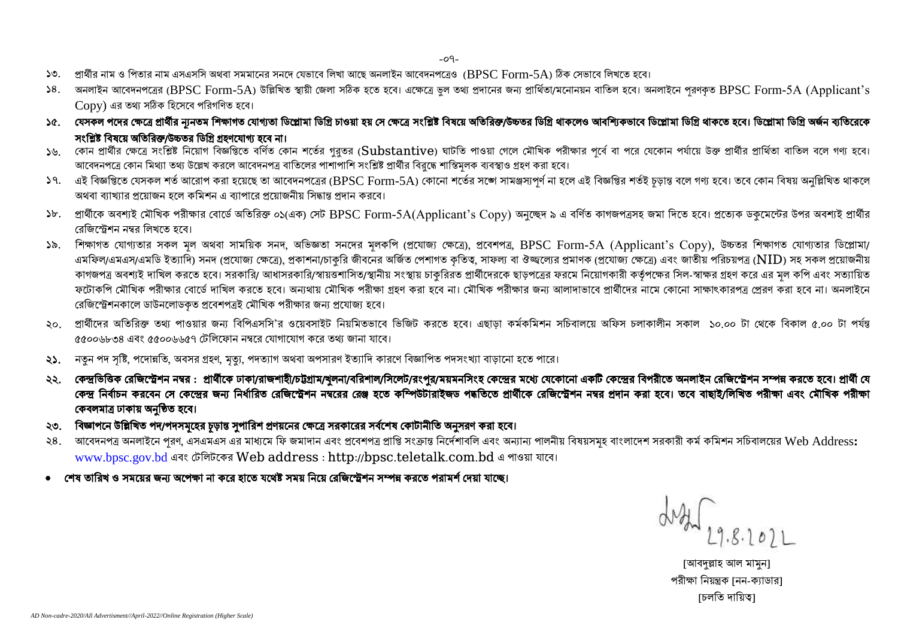১৩. প্রার্থীর নাম ও পিতার নাম এসএসসি অথবা সমমানের সনদে যেভাবে লিখা আছে অনলাইন আবেদনপত্রেও (BPSC Form-5A) ঠিক সেভাবে লিখতে হবে।

১৪. অনলাইন আবেদনপত্রের (BPSC Form-5A) উল্লিখিত স্থায়ী জেলা সঠিক হতে হবে। এক্ষেত্রে ভুল তথ্য প্রদানের জন্য প্রার্থিতা/মনোনয়ন বাতিল হবে। অনলাইনে পূরণকৃত BPSC Form-5A (Applicant's Copy) এর তথ্য সঠিক হিসেবে পরিগণিত হবে।

**১৫. যেসকল পদের ক্ষেত্রে প্রার্থীর ন্যূনতম শিক্ষাগত যোগ্যতা ডিপ্লোমা ডিগ্রি চাওয়া হয় সে ক্ষেত্রে সংশ্লিষ্ট বিষয়ে অতিরিক্ত/উচ্চতর ডিগ্রি থাকলেও আবশ্যিকভাবে ডিপ্লোমা ডিগ্রি থাকতে হবে। ডিপ্লোমা ডিগ্রি অর্জন ব্যতিরেকে সংশ্লিষ্ট বিষয়ে অতিরিক্ত/উচ্চতর ডিগ্রি গ্রহণযোগ্য হবে না।**

১৬. কোন প্রার্থীর ক্ষেত্রে সংশ্লিষ্ট নিয়োগ বিজ্ঞপ্তিতে বর্ণিত কোন শর্তের গুরুতর (Substantive) ঘাটতি পাওয়া গেলে মৌখিক পরীক্ষার পূর্বে বা পরে যেকোন পর্যায়ে উক্ত প্রার্থীর প্রার্থিতা বাতিল বলে গণ্য হবে। আবেদনপত্রে কোন মিথ্যা তথ্য উল্লেখ করলে আবেদনপত্র বাতিলের পাশাপাশি সংশ্লিষ্ট প্রার্থীর বিরুদ্ধে শাস্তিমূলক ব্যবস্থাও গ্রহণ করা হবে।

১৭. এই বিজ্ঞপ্তিতে যেসকল শর্ত আরোপ করা হয়েছে তা আবেদনপত্রের (BPSC Form-5A) কোনো শর্তের সঙ্গে সামঞ্জস্যপূর্ণ না হলে এই বিজ্ঞপ্তির শর্তই চূড়ান্ত বলে গণ্য হবে। তবে কোন বিষয় অনুল্লিখিত থাকলে অথবা ব্যাখ্যার প্রয়োজন হলে কমিশন এ ব্যাপারে প্রয়োজনীয় সিদ্ধান্ত প্রদান করবে।

১৮. প্রার্থীকে অবশ্যই মৌখিক পরীক্ষার বোর্ডে অতিরিক্ত ০১(এক) সেট BPSC Form-5A(Applicant's Copy) অনুচ্ছেদ ৯ এ বর্ণিত কাগজপত্রসহ জমা দিতে হবে। প্রত্যেক ডকুমেন্টের উপর অবশ্যই প্রার্থীর রেজিস্ট্রেশন নম্বর লিখতে হবে।

১৯. শিক্ষাগত যোগ্যতার সকল মূল অথবা সাময়িক সনদ, অভিজ্ঞতা সনদের মূলকপি (প্রযোজ্য ক্ষেত্রে), প্রবেশপত্র, BPSC Form-5A (Applicant's Copy), উচ্চতর শিক্ষাগত যোগ্যতার ডিপ্লোমা/ এমফিল/এমএস/এমডি ইত্যাদি) সনদ (প্রযোজ্য ক্ষেত্রে), প্রকাশনা/চাকুরি জীবনের অর্জিত পেশাগত কৃতিত্ব, সাফল্য বা ঔজ্জ্বল্যের প্রমাণক (প্রযোজ্য ক্ষেত্রে) এবং জাতীয় পরিচয়পত্র (NID) সহ সকল প্রয়োজনীয় কাগজপত্র অবশ্যই দাখিল করতে হবে। সরকারি/ আধাসরকারি/স্বায়ত্তশাসিত/স্থানীয় সংস্থায় চাকুরিরত প্রার্থীদেরকে ছাড়পত্রের ফরমে নিয়োগকারী কর্তৃপক্ষের সিল-স্বাক্ষর গ্রহণ করে এর মূল কপি এবং সত্যায়িত ফটোকপি মৌখিক পরীক্ষার বোর্ডে দাখিল করতে হবে। অন্যথায় মৌখিক পরীক্ষা গ্রহণ করা হবে না। মৌখিক পরীক্ষার জন্য আলাদাভাবে প্রার্থীদের নামে কোনো সাক্ষাৎকারপত্র প্রেরণ করা হবে না। অনলাইনে রেজিস্ট্রেশনকালে ডাউনলোডকৃত প্রবেশপত্রই মৌখিক পরীক্ষার জন্য প্রযোজ্য হবে।

২০. প্রার্থীদের অতিরিক্ত তথ্য পাওয়ার জন্য বিপিএসসি'র ওয়েবসাইট নিয়মিতভাবে ভিজিট করতে হবে। এছাড়া কর্মকমিশন সচিবালয়ে অফিস চলাকালীন সকাল ১০.০০ টা থেকে বিকাল ৫.০০ টা পর্যন্ত ৫৫০০৬৮৩৪ এবং ৫৫০০৬৬৫৭ টেলিফোন নম্বরে যোগাযোগ করে তথ্য জানা যাবে।

২১. নতুন পদ সৃষ্টি, পদোন্নতি, অবসর গ্রহণ, মৃত্যু, পদত্যাগ অথবা অপসারণ ইত্যাদি কারণে বিজ্ঞাপিত পদসংখ্যা বাড়ানো হতে পারে।

**২২. কেন্দ্রভিত্তিক রেজিস্ট্রেশন নম্বর : প্রার্থীকে ঢাকা/রাজশাহী/চট্টগ্রাম/খুলনা/বরিশাল/সিলেট/রংপুর/ময়মনসিংহ কেন্দ্রের মধ্যে যেকোনো একটি কেন্দ্রের বিপরীতে অনলাইন রেজিস্ট্রেশন সম্পন্ন করতে হবে। প্রার্থী যে কেন্দ্র নির্বাচন করবেন সে কেন্দ্রের জন্য নির্ধারিত রেজিস্ট্রেশন নম্বরের রেঞ্জ হতে কম্পিউটারাইজড পদ্ধতিতে প্রার্থীকে রেজিস্ট্রেশন নম্বর প্রদান করা হবে। তবে বাছাই/লিখিত পরীক্ষা এবং মৌখিক পরীক্ষা কেবলমাত্র ঢাকায় অনুষ্ঠিত হবে।**

**২৩. বিজ্ঞাপনে উল্লিখিত পদ/পদসমূহের চূড়ান্ত সুপারিশ প্রণয়নের ক্ষেত্রে সরকারের সর্বশেষ কোটানীতি অনুসরণ করা হবে।**

২৪. আবেদনপত্র অনলাইনে পূরণ, এসএমএস এর মাধ্যমে ফি জমাদান এবং প্রবেশপত্র প্রাপ্তি সংক্রান্ত নির্দেশাবলি এবং অন্যান্য পালনীয় বিষয়সমূহ বাংলাদেশ সরকারী কর্ম কমিশন সচিবালয়ের Web Address: www.bpsc.gov.bd এবং টেলিটকের Web address : http://bpsc.teletalk.com.bd এ পাওয়া যাবে।

- **শেষ তারিখ ও সময়ের জন্য অপেক্ষা না করে হাতে যথেষ্ট সময় নিয়ে রেজিস্ট্রেশন সম্পন্ন করতে পরামর্শ দেয়া যাচ্ছে।**

19.8.2022

[আবদুল্লাহ আল মামুন]
পরীক্ষা নিয়ন্ত্রক [নন-ক্যাডার]
[চলতি দায়িত্ব]

AD Non-cadre-2020/All Advertisment//April-2022//Online Registration (Higher Scale)